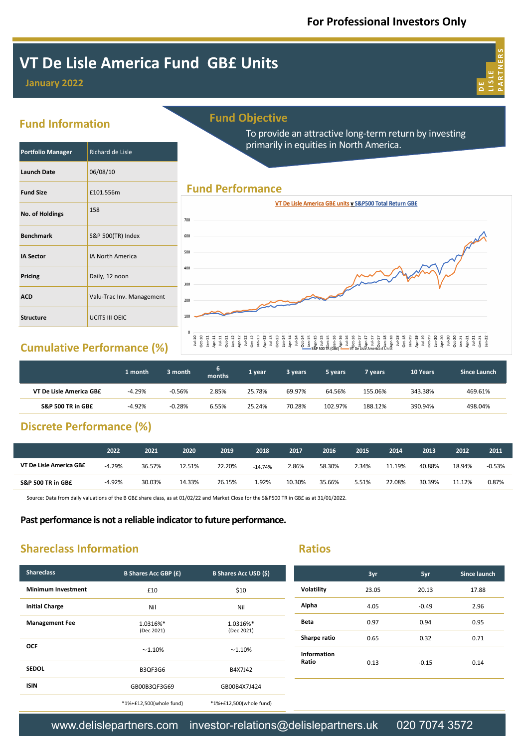**For Professional Investors Only**

# VT De Lisle America Fund GB£ Units

**January 2022**

## Fund Information

| Portfolio Manager | Richard de Lisle |
|---|---|
| Launch Date | 06/08/10 |
| Fund Size | £101.556m |
| No. of Holdings | 158 |
| Benchmark | S&P 500(TR) Index |
| IA Sector | IA North America |
| Pricing | Daily, 12 noon |
| ACD | Valu-Trac Inv. Management |
| Structure | UCITS III OEIC |

## Fund Objective

To provide an attractive long-term return by investing primarily in equities in North America.

## Fund Performance

VT De Lisle America GB£ units v S&P500 Total Return GB£

## Cumulative Performance (%)

| | 1 month | 3 month | 6 months | 1 year | 3 years | 5 years | 7 years | 10 Years | Since Launch |
|---|---|---|---|---|---|---|---|---|---|
| VT De Lisle America GB£ | -4.29% | -0.56% | 2.85% | 25.78% | 69.97% | 64.56% | 155.06% | 343.38% | 469.61% |
| S&P 500 TR in GB£ | -4.92% | -0.28% | 6.55% | 25.24% | 70.28% | 102.97% | 188.12% | 390.94% | 498.04% |

## Discrete Performance (%)

| | 2022 | 2021 | 2020 | 2019 | 2018 | 2017 | 2016 | 2015 | 2014 | 2013 | 2012 | 2011 |
|---|---|---|---|---|---|---|---|---|---|---|---|---|
| VT De Lisle America GB£ | -4.29% | 36.57% | 12.51% | 22.20% | -14.74% | 2.86% | 58.30% | 2.34% | 11.19% | 40.88% | 18.94% | -0.53% |
| S&P 500 TR in GB£ | -4.92% | 30.03% | 14.33% | 26.15% | 1.92% | 10.30% | 35.66% | 5.51% | 22.08% | 30.39% | 11.12% | 0.87% |

Source: Data from daily valuations of the B GB£ share class, as at 01/02/22 and Market Close for the S&P500 TR in GB£ as at 31/01/2022.

**Past performance is not a reliable indicator to future performance.**

## Shareclass Information

| Shareclass | B Shares Acc GBP (£) | B Shares Acc USD ($) |
|---|---|---|
| Minimum Investment | £10 | $10 |
| Initial Charge | Nil | Nil |
| Management Fee | 1.0316%* (Dec 2021) | 1.0316%* (Dec 2021) |
| OCF | ~1.10% | ~1.10% |
| SEDOL | B3QF3G6 | B4X7J42 |
| ISIN | GB00B3QF3G69 | GB00B4X7J424 |
| | *1%+£12,500(whole fund) | *1%+£12,500(whole fund) |

## Ratios

| | 3yr | 5yr | Since launch |
|---|---|---|---|
| Volatility | 23.05 | 20.13 | 17.88 |
| Alpha | 4.05 | -0.49 | 2.96 |
| Beta | 0.97 | 0.94 | 0.95 |
| Sharpe ratio | 0.65 | 0.32 | 0.71 |
| Information Ratio | 0.13 | -0.15 | 0.14 |

www.delislepartners.com investor-relations@delislepartners.uk 020 7074 3572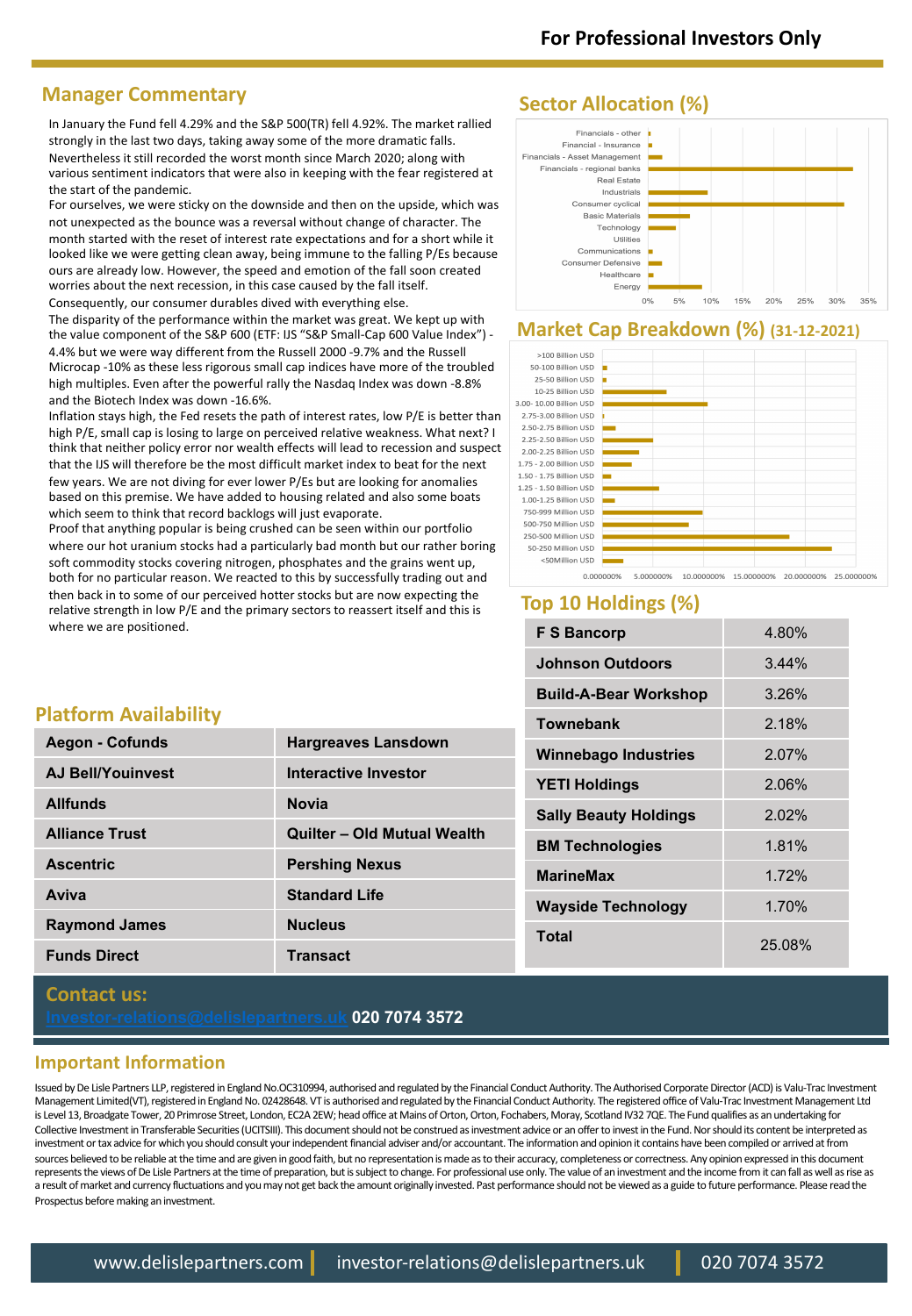For Professional Investors Only

## Manager Commentary

In January the Fund fell 4.29% and the S&P 500(TR) fell 4.92%. The market rallied strongly in the last two days, taking away some of the more dramatic falls. Nevertheless it still recorded the worst month since March 2020; along with various sentiment indicators that were also in keeping with the fear registered at the start of the pandemic.

For ourselves, we were sticky on the downside and then on the upside, which was not unexpected as the bounce was a reversal without change of character. The month started with the reset of interest rate expectations and for a short while it looked like we were getting clean away, being immune to the falling P/Es because ours are already low. However, the speed and emotion of the fall soon created worries about the next recession, in this case caused by the fall itself. Consequently, our consumer durables dived with everything else.

The disparity of the performance within the market was great. We kept up with the value component of the S&P 600 (ETF: IJS "S&P Small-Cap 600 Value Index") -4.4% but we were way different from the Russell 2000 -9.7% and the Russell Microcap -10% as these less rigorous small cap indices have more of the troubled high multiples. Even after the powerful rally the Nasdaq Index was down -8.8% and the Biotech Index was down -16.6%.

Inflation stays high, the Fed resets the path of interest rates, low P/E is better than high P/E, small cap is losing to large on perceived relative weakness. What next? I think that neither policy error nor wealth effects will lead to recession and suspect that the IJS will therefore be the most difficult market index to beat for the next few years. We are not diving for ever lower P/Es but are looking for anomalies based on this premise. We have added to housing related and also some boats which seem to think that record backlogs will just evaporate.

Proof that anything popular is being crushed can be seen within our portfolio where our hot uranium stocks had a particularly bad month but our rather boring soft commodity stocks covering nitrogen, phosphates and the grains went up, both for no particular reason. We reacted to this by successfully trading out and then back in to some of our perceived hotter stocks but are now expecting the relative strength in low P/E and the primary sectors to reassert itself and this is where we are positioned.

## Sector Allocation (%)

Financials - other
Financial - Insurance
Financials - Asset Management
Financials - regional banks
Real Estate
Industrials
Consumer cyclical
Basic Materials
Technology
Utilities
Communications
Consumer Defensive
Healthcare
Energy

0% 5% 10% 15% 20% 25% 30% 35%

## Market Cap Breakdown (%) (31-12-2021)

>100 Billion USD
50-100 Billion USD
25-50 Billion USD
10-25 Billion USD
3.00- 10.00 Billion USD
2.75-3.00 Billion USD
2.50-2.75 Billion USD
2.25-2.50 Billion USD
2.00-2.25 Billion USD
1.75 - 2.00 Billion USD
1.50 - 1.75 Billion USD
1.25 - 1.50 Billion USD
1.00-1.25 Billion USD
750-999 Million USD
500-750 Million USD
250-500 Million USD
50-250 Million USD
<50Million USD

0.000000% 5.000000% 10.000000% 15.000000% 20.000000% 25.000000%

## Top 10 Holdings (%)

| | |
|---|---|
| F S Bancorp | 4.80% |
| Johnson Outdoors | 3.44% |
| Build-A-Bear Workshop | 3.26% |
| Townebank | 2.18% |
| Winnebago Industries | 2.07% |
| YETI Holdings | 2.06% |
| Sally Beauty Holdings | 2.02% |
| BM Technologies | 1.81% |
| MarineMax | 1.72% |
| Wayside Technology | 1.70% |
| Total | 25.08% |

## Platform Availability

| | |
|---|---|
| Aegon - Cofunds | Hargreaves Lansdown |
| AJ Bell/Youinvest | Interactive Investor |
| Allfunds | Novia |
| Alliance Trust | Quilter – Old Mutual Wealth |
| Ascentric | Pershing Nexus |
| Aviva | Standard Life |
| Raymond James | Nucleus |
| Funds Direct | Transact |

## Contact us:

investor-relations@delislepartners.uk **020 7074 3572**

## Important Information

Issued by De Lisle Partners LLP, registered in England No.OC310994, authorised and regulated by the Financial Conduct Authority. The Authorised Corporate Director (ACD) is Valu-Trac Investment Management Limited(VT), registered in England No. 02428648. VT is authorised and regulated by the Financial Conduct Authority. The registered office of Valu-Trac Investment Management Ltd is Level 13, Broadgate Tower, 20 Primrose Street, London, EC2A 2EW; head office at Mains of Orton, Orton, Fochabers, Moray, Scotland IV32 7QE. The Fund qualifies as an undertaking for Collective Investment in Transferable Securities (UCITSIII). This document should not be construed as investment advice or an offer to invest in the Fund. Nor should its content be interpreted as investment or tax advice for which you should consult your independent financial adviser and/or accountant. The information and opinion it contains have been compiled or arrived at from sources believed to be reliable at the time and are given in good faith, but no representation is made as to their accuracy, completeness or correctness. Any opinion expressed in this document represents the views of De Lisle Partners at the time of preparation, but is subject to change. For professional use only. The value of an investment and the income from it can fall as well as rise as a result of market and currency fluctuations and you may not get back the amount originally invested. Past performance should not be viewed as a guide to future performance. Please read the Prospectus before making an investment.

www.delislepartners.com | investor-relations@delislepartners.uk | 020 7074 3572